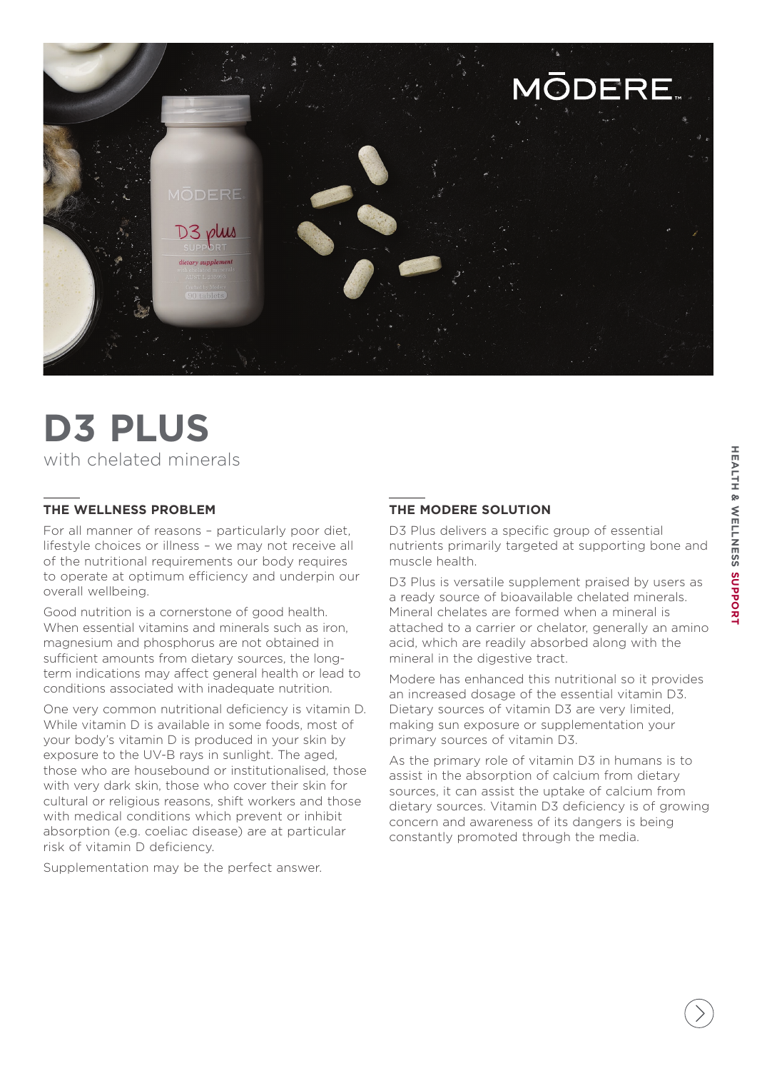# D3 PLUS

with chelated minerals

## THE WELLNESS PROBLEM

For all manner of reasons – particularly poor diet, lifestyle choices or illness – we may not receive all of the nutritional requirements our body requires to operate at optimum efficiency and underpin our overall wellbeing.

Good nutrition is a cornerstone of good health. When essential vitamins and minerals such as iron, magnesium and phosphorus are not obtained in sufficient amounts from dietary sources, the long-term indications may affect general health or lead to conditions associated with inadequate nutrition.

One very common nutritional deficiency is vitamin D. While vitamin D is available in some foods, most of your body's vitamin D is produced in your skin by exposure to the UV-B rays in sunlight. The aged, those who are housebound or institutionalised, those with very dark skin, those who cover their skin for cultural or religious reasons, shift workers and those with medical conditions which prevent or inhibit absorption (e.g. coeliac disease) are at particular risk of vitamin D deficiency.

Supplementation may be the perfect answer.

## THE MODERE SOLUTION

D3 Plus delivers a specific group of essential nutrients primarily targeted at supporting bone and muscle health.

D3 Plus is versatile supplement praised by users as a ready source of bioavailable chelated minerals. Mineral chelates are formed when a mineral is attached to a carrier or chelator, generally an amino acid, which are readily absorbed along with the mineral in the digestive tract.

Modere has enhanced this nutritional so it provides an increased dosage of the essential vitamin D3. Dietary sources of vitamin D3 are very limited, making sun exposure or supplementation your primary sources of vitamin D3.

As the primary role of vitamin D3 in humans is to assist in the absorption of calcium from dietary sources, it can assist the uptake of calcium from dietary sources. Vitamin D3 deficiency is of growing concern and awareness of its dangers is being constantly promoted through the media.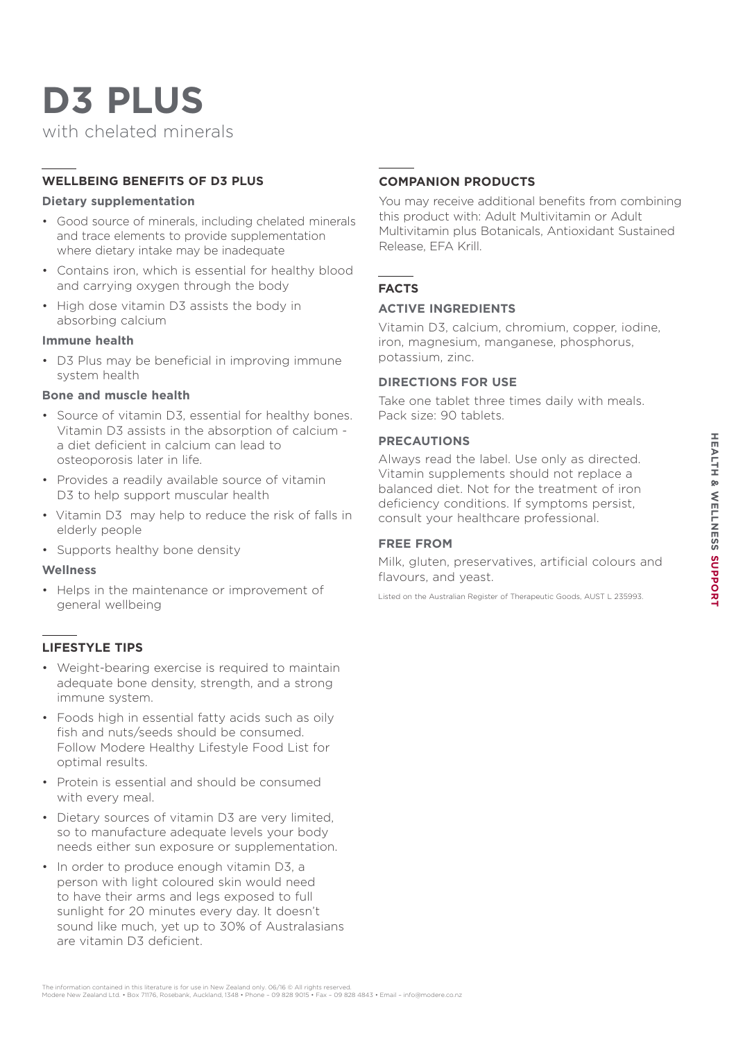# D3 PLUS

with chelated minerals

## WELLBEING BENEFITS OF D3 PLUS

### Dietary supplementation

- Good source of minerals, including chelated minerals and trace elements to provide supplementation where dietary intake may be inadequate
- Contains iron, which is essential for healthy blood and carrying oxygen through the body
- High dose vitamin D3 assists the body in absorbing calcium

### Immune health

- D3 Plus may be beneficial in improving immune system health

### Bone and muscle health

- Source of vitamin D3, essential for healthy bones. Vitamin D3 assists in the absorption of calcium - a diet deficient in calcium can lead to osteoporosis later in life.
- Provides a readily available source of vitamin D3 to help support muscular health
- Vitamin D3 may help to reduce the risk of falls in elderly people
- Supports healthy bone density

### Wellness

- Helps in the maintenance or improvement of general wellbeing

## LIFESTYLE TIPS

- Weight-bearing exercise is required to maintain adequate bone density, strength, and a strong immune system.
- Foods high in essential fatty acids such as oily fish and nuts/seeds should be consumed. Follow Modere Healthy Lifestyle Food List for optimal results.
- Protein is essential and should be consumed with every meal.
- Dietary sources of vitamin D3 are very limited, so to manufacture adequate levels your body needs either sun exposure or supplementation.
- In order to produce enough vitamin D3, a person with light coloured skin would need to have their arms and legs exposed to full sunlight for 20 minutes every day. It doesn't sound like much, yet up to 30% of Australasians are vitamin D3 deficient.

## COMPANION PRODUCTS

You may receive additional benefits from combining this product with: Adult Multivitamin or Adult Multivitamin plus Botanicals, Antioxidant Sustained Release, EFA Krill.

## FACTS

### ACTIVE INGREDIENTS

Vitamin D3, calcium, chromium, copper, iodine, iron, magnesium, manganese, phosphorus, potassium, zinc.

### DIRECTIONS FOR USE

Take one tablet three times daily with meals. Pack size: 90 tablets.

### PRECAUTIONS

Always read the label. Use only as directed. Vitamin supplements should not replace a balanced diet. Not for the treatment of iron deficiency conditions. If symptoms persist, consult your healthcare professional.

### FREE FROM

Milk, gluten, preservatives, artificial colours and flavours, and yeast.

Listed on the Australian Register of Therapeutic Goods, AUST L 235993.

HEALTH & WELLNESS SUPPORT

The information contained in this literature is for use in New Zealand only. 06/16 © All rights reserved.
Modere New Zealand Ltd. • Box 71176, Rosebank, Auckland, 1348 • Phone – 09 828 9015 • Fax – 09 828 4843 • Email – info@modere.co.nz